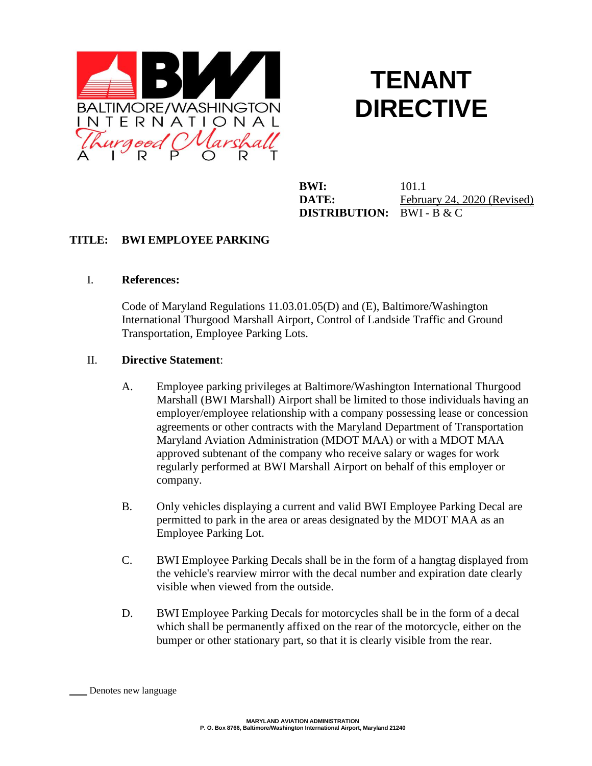# TENANT DIRECTIVE

**BWI:** 101.1
**DATE:** February 24, 2020 (Revised)
**DISTRIBUTION:** BWI - B & C

**TITLE: BWI EMPLOYEE PARKING**

## I. References:

Code of Maryland Regulations 11.03.01.05(D) and (E), Baltimore/Washington International Thurgood Marshall Airport, Control of Landside Traffic and Ground Transportation, Employee Parking Lots.

## II. Directive Statement:

A. Employee parking privileges at Baltimore/Washington International Thurgood Marshall (BWI Marshall) Airport shall be limited to those individuals having an employer/employee relationship with a company possessing lease or concession agreements or other contracts with the Maryland Department of Transportation Maryland Aviation Administration (MDOT MAA) or with a MDOT MAA approved subtenant of the company who receive salary or wages for work regularly performed at BWI Marshall Airport on behalf of this employer or company.

B. Only vehicles displaying a current and valid BWI Employee Parking Decal are permitted to park in the area or areas designated by the MDOT MAA as an Employee Parking Lot.

C. BWI Employee Parking Decals shall be in the form of a hangtag displayed from the vehicle's rearview mirror with the decal number and expiration date clearly visible when viewed from the outside.

D. BWI Employee Parking Decals for motorcycles shall be in the form of a decal which shall be permanently affixed on the rear of the motorcycle, either on the bumper or other stationary part, so that it is clearly visible from the rear.

____ Denotes new language

MARYLAND AVIATION ADMINISTRATION
P. O. Box 8766, Baltimore/Washington International Airport, Maryland 21240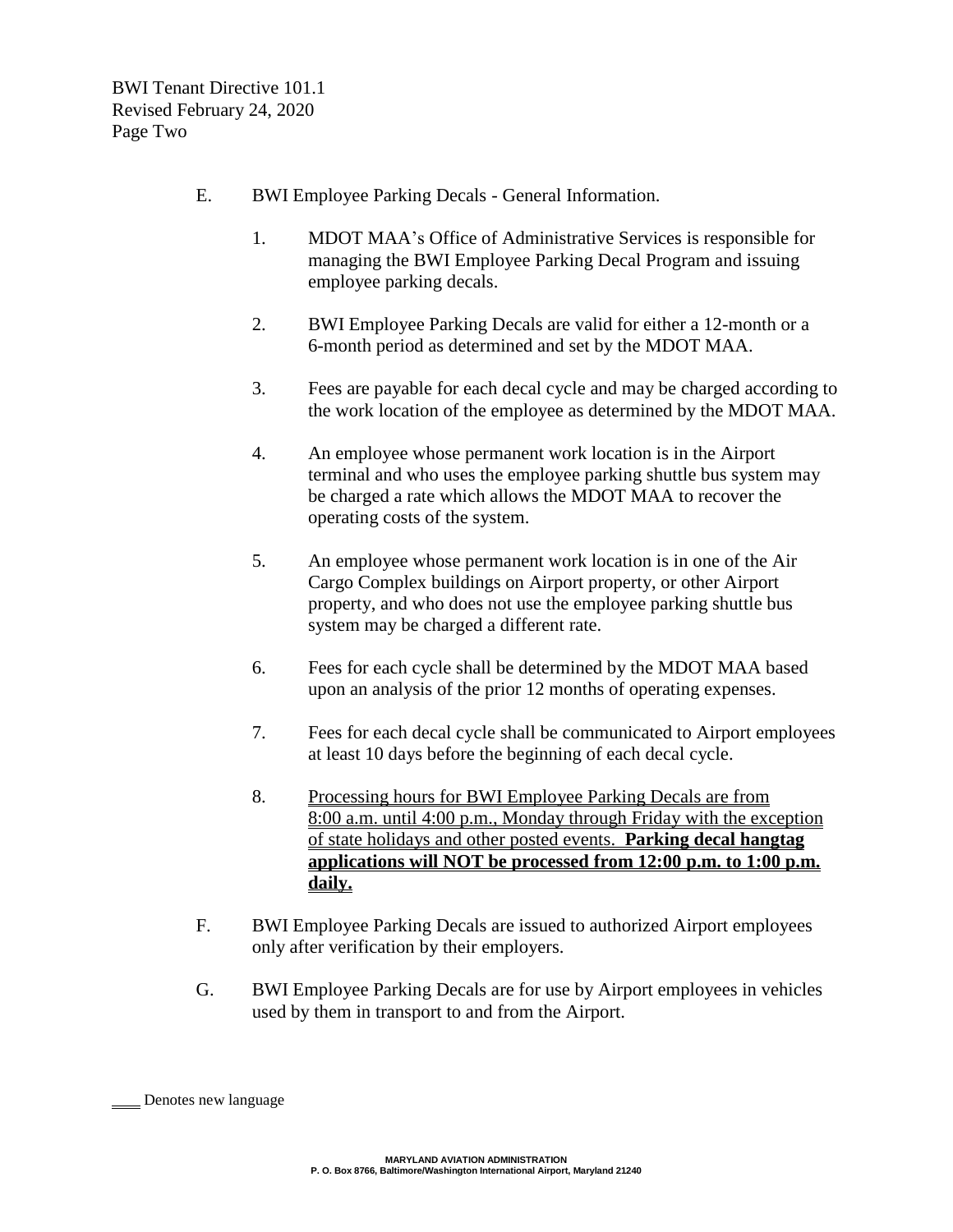E. BWI Employee Parking Decals - General Information.

1. MDOT MAA's Office of Administrative Services is responsible for managing the BWI Employee Parking Decal Program and issuing employee parking decals.

2. BWI Employee Parking Decals are valid for either a 12-month or a 6-month period as determined and set by the MDOT MAA.

3. Fees are payable for each decal cycle and may be charged according to the work location of the employee as determined by the MDOT MAA.

4. An employee whose permanent work location is in the Airport terminal and who uses the employee parking shuttle bus system may be charged a rate which allows the MDOT MAA to recover the operating costs of the system.

5. An employee whose permanent work location is in one of the Air Cargo Complex buildings on Airport property, or other Airport property, and who does not use the employee parking shuttle bus system may be charged a different rate.

6. Fees for each cycle shall be determined by the MDOT MAA based upon an analysis of the prior 12 months of operating expenses.

7. Fees for each decal cycle shall be communicated to Airport employees at least 10 days before the beginning of each decal cycle.

8. <u>Processing hours for BWI Employee Parking Decals are from 8:00 a.m. until 4:00 p.m., Monday through Friday with the exception of state holidays and other posted events.</u> <u>**Parking decal hangtag applications will NOT be processed from 12:00 p.m. to 1:00 p.m. daily.**</u>

F. BWI Employee Parking Decals are issued to authorized Airport employees only after verification by their employers.

G. BWI Employee Parking Decals are for use by Airport employees in vehicles used by them in transport to and from the Airport.

____ Denotes new language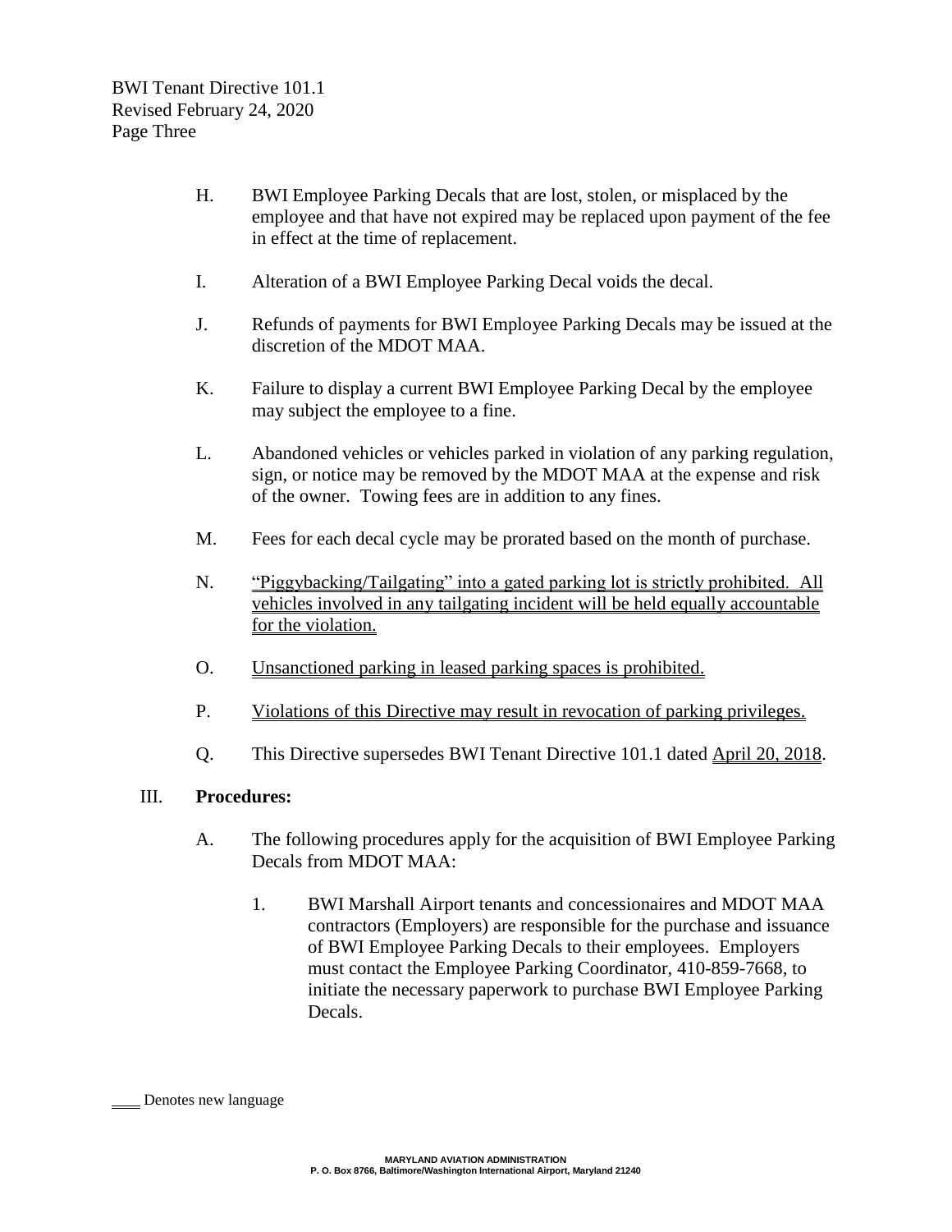H. BWI Employee Parking Decals that are lost, stolen, or misplaced by the employee and that have not expired may be replaced upon payment of the fee in effect at the time of replacement.

I. Alteration of a BWI Employee Parking Decal voids the decal.

J. Refunds of payments for BWI Employee Parking Decals may be issued at the discretion of the MDOT MAA.

K. Failure to display a current BWI Employee Parking Decal by the employee may subject the employee to a fine.

L. Abandoned vehicles or vehicles parked in violation of any parking regulation, sign, or notice may be removed by the MDOT MAA at the expense and risk of the owner. Towing fees are in addition to any fines.

M. Fees for each decal cycle may be prorated based on the month of purchase.

N. <u>"Piggybacking/Tailgating" into a gated parking lot is strictly prohibited. All vehicles involved in any tailgating incident will be held equally accountable for the violation.</u>

O. <u>Unsanctioned parking in leased parking spaces is prohibited.</u>

P. <u>Violations of this Directive may result in revocation of parking privileges.</u>

Q. This Directive supersedes BWI Tenant Directive 101.1 dated <u>April 20, 2018</u>.

## III. **Procedures:**

A. The following procedures apply for the acquisition of BWI Employee Parking Decals from MDOT MAA:

1. BWI Marshall Airport tenants and concessionaires and MDOT MAA contractors (Employers) are responsible for the purchase and issuance of BWI Employee Parking Decals to their employees. Employers must contact the Employee Parking Coordinator, 410-859-7668, to initiate the necessary paperwork to purchase BWI Employee Parking Decals.

____ Denotes new language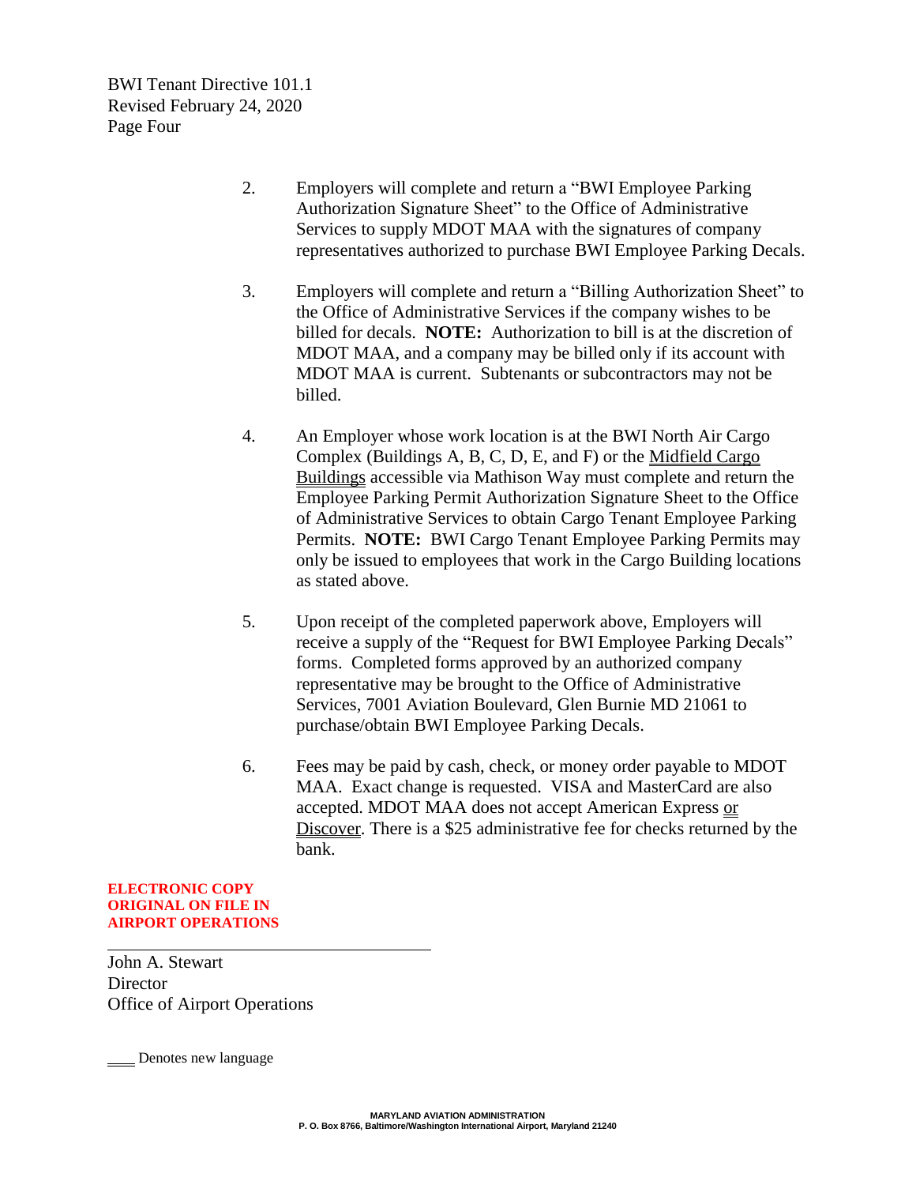2. Employers will complete and return a "BWI Employee Parking Authorization Signature Sheet" to the Office of Administrative Services to supply MDOT MAA with the signatures of company representatives authorized to purchase BWI Employee Parking Decals.

3. Employers will complete and return a "Billing Authorization Sheet" to the Office of Administrative Services if the company wishes to be billed for decals. **NOTE:** Authorization to bill is at the discretion of MDOT MAA, and a company may be billed only if its account with MDOT MAA is current. Subtenants or subcontractors may not be billed.

4. An Employer whose work location is at the BWI North Air Cargo Complex (Buildings A, B, C, D, E, and F) or the <u>Midfield Cargo Buildings</u> accessible via Mathison Way must complete and return the Employee Parking Permit Authorization Signature Sheet to the Office of Administrative Services to obtain Cargo Tenant Employee Parking Permits. **NOTE:** BWI Cargo Tenant Employee Parking Permits may only be issued to employees that work in the Cargo Building locations as stated above.

5. Upon receipt of the completed paperwork above, Employers will receive a supply of the "Request for BWI Employee Parking Decals" forms. Completed forms approved by an authorized company representative may be brought to the Office of Administrative Services, 7001 Aviation Boulevard, Glen Burnie MD 21061 to purchase/obtain BWI Employee Parking Decals.

6. Fees may be paid by cash, check, or money order payable to MDOT MAA. Exact change is requested. VISA and MasterCard are also accepted. MDOT MAA does not accept American Express <u>or Discover</u>. There is a $25 administrative fee for checks returned by the bank.

**ELECTRONIC COPY**
**ORIGINAL ON FILE IN**
**AIRPORT OPERATIONS**

John A. Stewart
Director
Office of Airport Operations

____ Denotes new language

MARYLAND AVIATION ADMINISTRATION
P. O. Box 8766, Baltimore/Washington International Airport, Maryland 21240